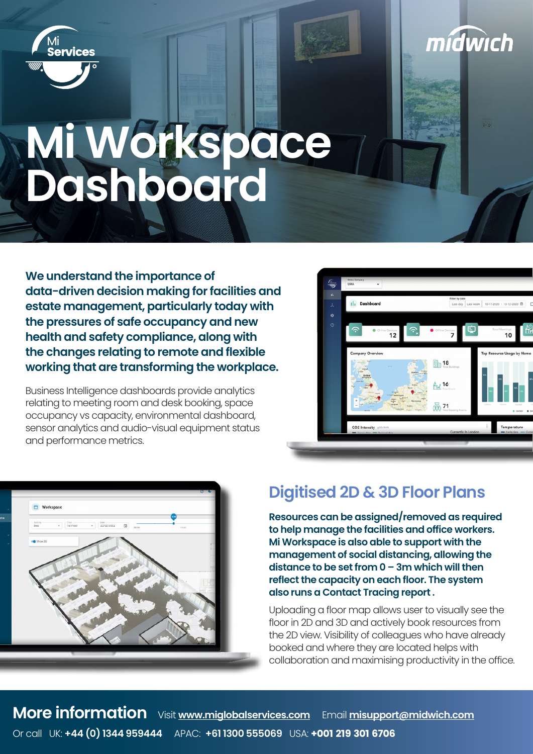# Mi Workspace Dashboard

**We understand the importance of data-driven decision making for facilities and estate management, particularly today with the pressures of safe occupancy and new health and safety compliance, along with the changes relating to remote and flexible working that are transforming the workplace.**

Business Intelligence dashboards provide analytics relating to meeting room and desk booking, space occupancy vs capacity, environmental dashboard, sensor analytics and audio-visual equipment status and performance metrics.

## Digitised 2D & 3D Floor Plans

**Resources can be assigned/removed as required to help manage the facilities and office workers. Mi Workspace is also able to support with the management of social distancing, allowing the distance to be set from 0 – 3m which will then reflect the capacity on each floor. The system also runs a Contact Tracing report .**

Uploading a floor map allows user to visually see the floor in 2D and 3D and actively book resources from the 2D view. Visibility of colleagues who have already booked and where they are located helps with collaboration and maximising productivity in the office.

## More information

Visit **www.miglobalservices.com** Email **misupport@midwich.com**

Or call UK: **+44 (0) 1344 959444** APAC: **+61 1300 555069** USA: **+001 219 301 6706**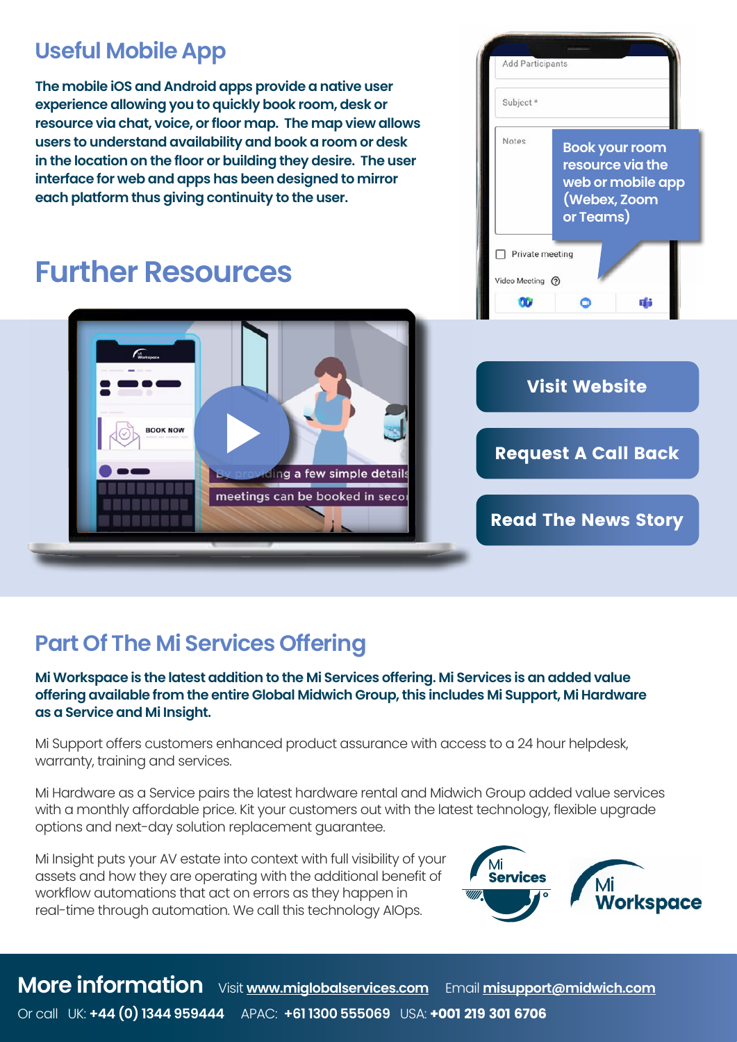## Useful Mobile App

**The mobile iOS and Android apps provide a native user experience allowing you to quickly book room, desk or resource via chat, voice, or floor map. The map view allows users to understand availability and book a room or desk in the location on the floor or building they desire. The user interface for web and apps has been designed to mirror each platform thus giving continuity to the user.**

Book your room resource via the web or mobile app (Webex, Zoom or Teams)

## Further Resources

Visit Website

Request A Call Back

Read The News Story

## Part Of The Mi Services Offering

**Mi Workspace is the latest addition to the Mi Services offering. Mi Services is an added value offering available from the entire Global Midwich Group, this includes Mi Support, Mi Hardware as a Service and Mi Insight.**

Mi Support offers customers enhanced product assurance with access to a 24 hour helpdesk, warranty, training and services.

Mi Hardware as a Service pairs the latest hardware rental and Midwich Group added value services with a monthly affordable price. Kit your customers out with the latest technology, flexible upgrade options and next-day solution replacement guarantee.

Mi Insight puts your AV estate into context with full visibility of your assets and how they are operating with the additional benefit of workflow automations that act on errors as they happen in real-time through automation. We call this technology AIOps.

## More information

Visit **www.miglobalservices.com** Email **misupport@midwich.com**

Or call UK: **+44 (0) 1344 959444** APAC: **+61 1300 555069** USA: **+001 219 301 6706**